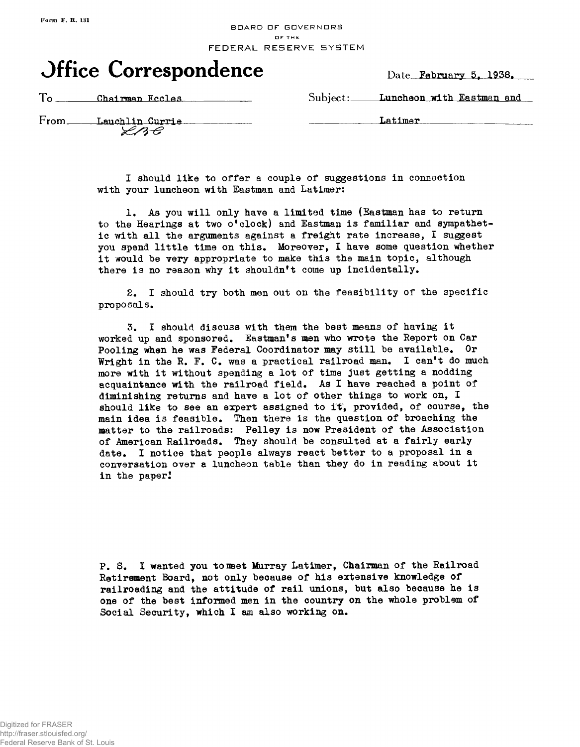Form F. R. 131

BOARD OF GOVERNORS
OF THE
FEDERAL RESERVE SYSTEM

# Office Correspondence

Date February 5, 1938.

To Chairman Eccles

From Lauchlin Currie
LBC

Subject: Luncheon with Eastman and Latimer

I should like to offer a couple of suggestions in connection with your luncheon with Eastman and Latimer:

1. As you will only have a limited time (Eastman has to return to the Hearings at two o'clock) and Eastman is familiar and sympathetic with all the arguments against a freight rate increase, I suggest you spend little time on this. Moreover, I have some question whether it would be very appropriate to make this the main topic, although there is no reason why it shouldn't come up incidentally.

2. I should try both men out on the feasibility of the specific proposals.

3. I should discuss with them the best means of having it worked up and sponsored. Eastman's men who wrote the Report on Car Pooling when he was Federal Coordinator may still be available. Or Wright in the R. F. C. was a practical railroad man. I can't do much more with it without spending a lot of time just getting a nodding acquaintance with the railroad field. As I have reached a point of diminishing returns and have a lot of other things to work on, I should like to see an expert assigned to it, provided, of course, the main idea is feasible. Then there is the question of broaching the matter to the railroads: Pelley is now President of the Association of American Railroads. They should be consulted at a fairly early date. I notice that people always react better to a proposal in a conversation over a luncheon table than they do in reading about it in the paper!

P. S. I wanted you to meet Murray Latimer, Chairman of the Railroad Retirement Board, not only because of his extensive knowledge of railroading and the attitude of rail unions, but also because he is one of the best informed men in the country on the whole problem of Social Security, which I am also working on.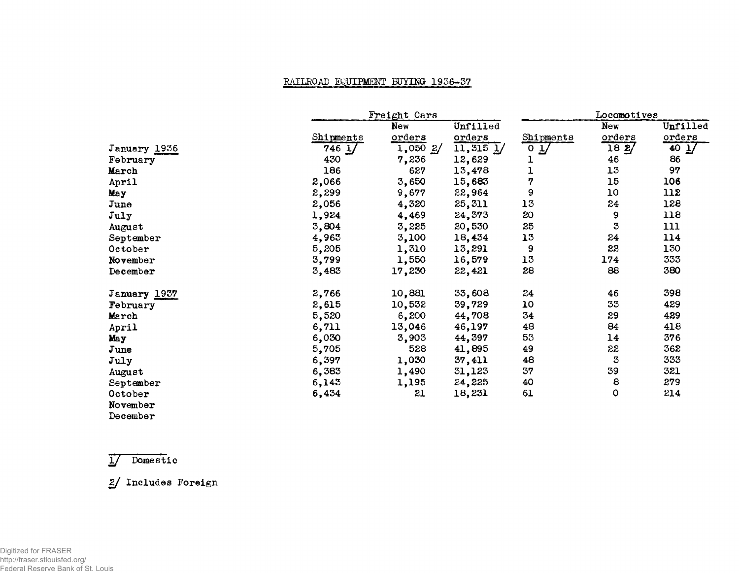# RAILROAD EQUIPMENT BUYING 1936-37

| | Freight Cars | | | Locomotives | | |
|---|---|---|---|---|---|---|
| | Shipments | New orders | Unfilled orders | Shipments | New orders | Unfilled orders |
| January 1936 | 746 1/ | 1,050 2/ | 11,315 1/ | 0 1/ | 18 2/ | 40 1/ |
| February | 430 | 7,236 | 12,629 | 1 | 46 | 86 |
| March | 186 | 627 | 13,478 | 1 | 13 | 97 |
| April | 2,066 | 3,650 | 15,683 | 7 | 15 | 106 |
| May | 2,299 | 9,677 | 22,964 | 9 | 10 | 112 |
| June | 2,056 | 4,320 | 25,311 | 13 | 24 | 128 |
| July | 1,924 | 4,469 | 24,373 | 20 | 9 | 118 |
| August | 3,804 | 3,225 | 20,530 | 25 | 3 | 111 |
| September | 4,963 | 3,100 | 18,434 | 13 | 24 | 114 |
| October | 5,205 | 1,310 | 13,291 | 9 | 22 | 130 |
| November | 3,799 | 1,550 | 16,579 | 13 | 174 | 333 |
| December | 3,483 | 17,230 | 22,421 | 28 | 88 | 380 |
| January 1937 | 2,766 | 10,881 | 33,608 | 24 | 46 | 398 |
| February | 2,615 | 10,532 | 39,729 | 10 | 33 | 429 |
| March | 5,520 | 6,200 | 44,708 | 34 | 29 | 429 |
| April | 6,711 | 13,046 | 46,197 | 48 | 84 | 418 |
| May | 6,030 | 3,903 | 44,397 | 53 | 14 | 376 |
| June | 5,705 | 528 | 41,895 | 49 | 22 | 362 |
| July | 6,397 | 1,030 | 37,411 | 48 | 3 | 333 |
| August | 6,383 | 1,490 | 31,123 | 37 | 39 | 321 |
| September | 6,143 | 1,195 | 24,225 | 40 | 8 | 279 |
| October | 6,434 | 21 | 18,231 | 61 | 0 | 214 |
| November | | | | | | |
| December | | | | | | |

1/ Domestic

2/ Includes Foreign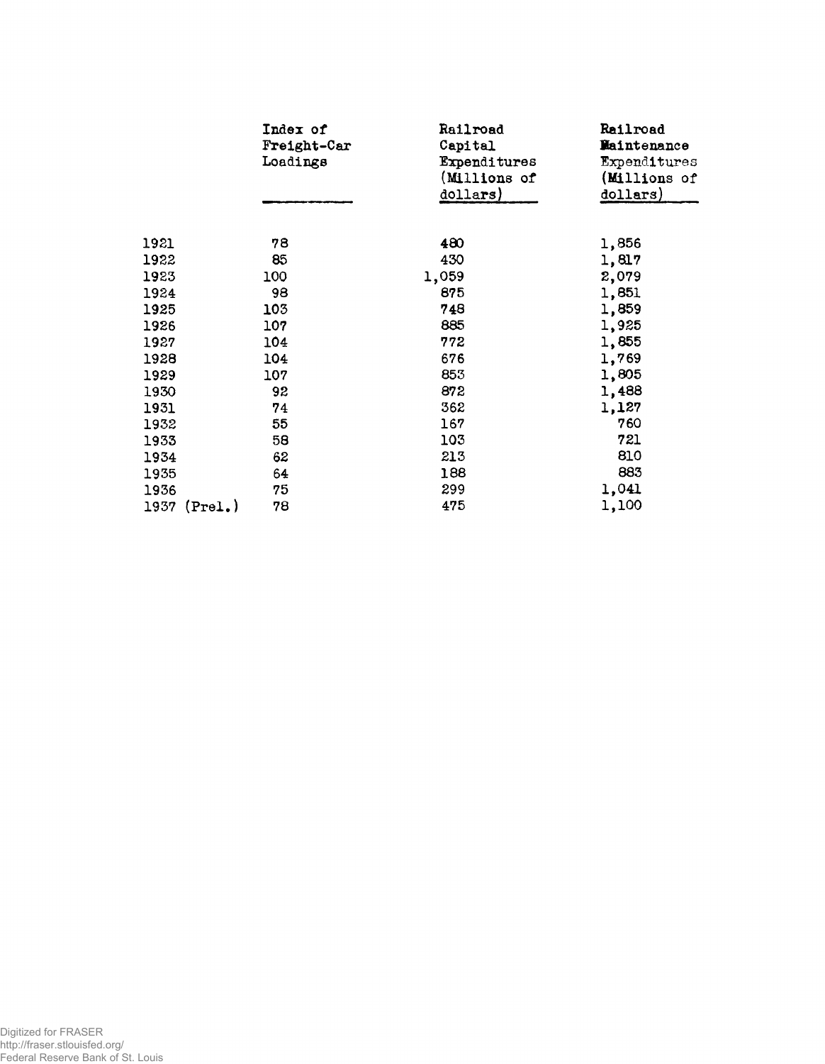| | Index of Freight-Car Loadings | Railroad Capital Expenditures (Millions of dollars) | Railroad Maintenance Expenditures (Millions of dollars) |
|---|---|---|---|
| 1921 | 78 | 480 | 1,856 |
| 1922 | 85 | 430 | 1,817 |
| 1923 | 100 | 1,059 | 2,079 |
| 1924 | 98 | 875 | 1,851 |
| 1925 | 103 | 748 | 1,859 |
| 1926 | 107 | 885 | 1,925 |
| 1927 | 104 | 772 | 1,855 |
| 1928 | 104 | 676 | 1,769 |
| 1929 | 107 | 853 | 1,805 |
| 1930 | 92 | 872 | 1,488 |
| 1931 | 74 | 362 | 1,127 |
| 1932 | 55 | 167 | 760 |
| 1933 | 58 | 103 | 721 |
| 1934 | 62 | 213 | 810 |
| 1935 | 64 | 188 | 883 |
| 1936 | 75 | 299 | 1,041 |
| 1937 (Prel.) | 78 | 475 | 1,100 |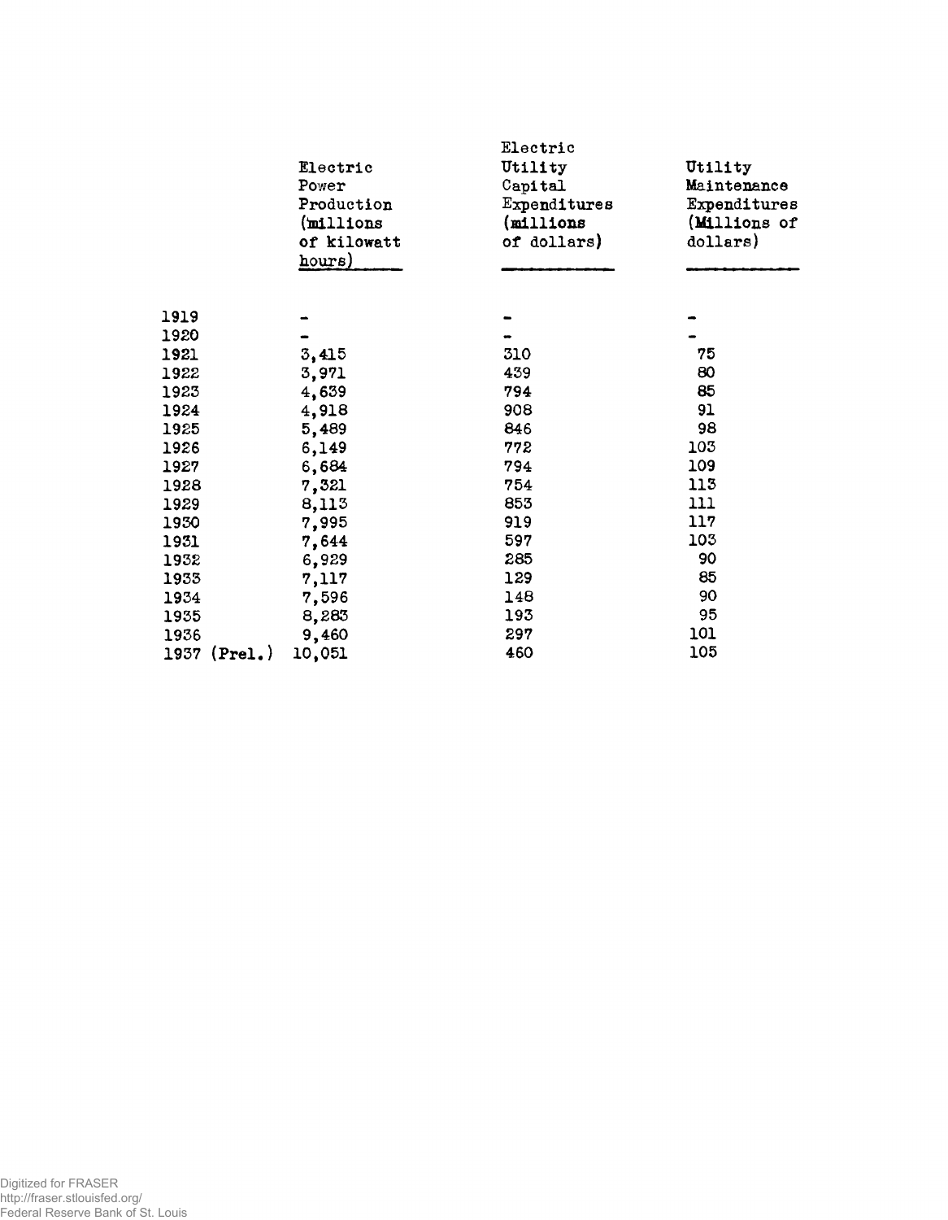| | Electric Power Production (millions of kilowatt hours) | Electric Utility Capital Expenditures (millions of dollars) | Utility Maintenance Expenditures (Millions of dollars) |
|---|---|---|---|
| 1919 | - | - | - |
| 1920 | - | - | - |
| 1921 | 3,415 | 310 | 75 |
| 1922 | 3,971 | 439 | 80 |
| 1923 | 4,639 | 794 | 85 |
| 1924 | 4,918 | 908 | 91 |
| 1925 | 5,489 | 846 | 98 |
| 1926 | 6,149 | 772 | 103 |
| 1927 | 6,684 | 794 | 109 |
| 1928 | 7,321 | 754 | 113 |
| 1929 | 8,113 | 853 | 111 |
| 1930 | 7,995 | 919 | 117 |
| 1931 | 7,644 | 597 | 103 |
| 1932 | 6,929 | 285 | 90 |
| 1933 | 7,117 | 129 | 85 |
| 1934 | 7,596 | 148 | 90 |
| 1935 | 8,283 | 193 | 95 |
| 1936 | 9,460 | 297 | 101 |
| 1937 (Prel.) | 10,051 | 460 | 105 |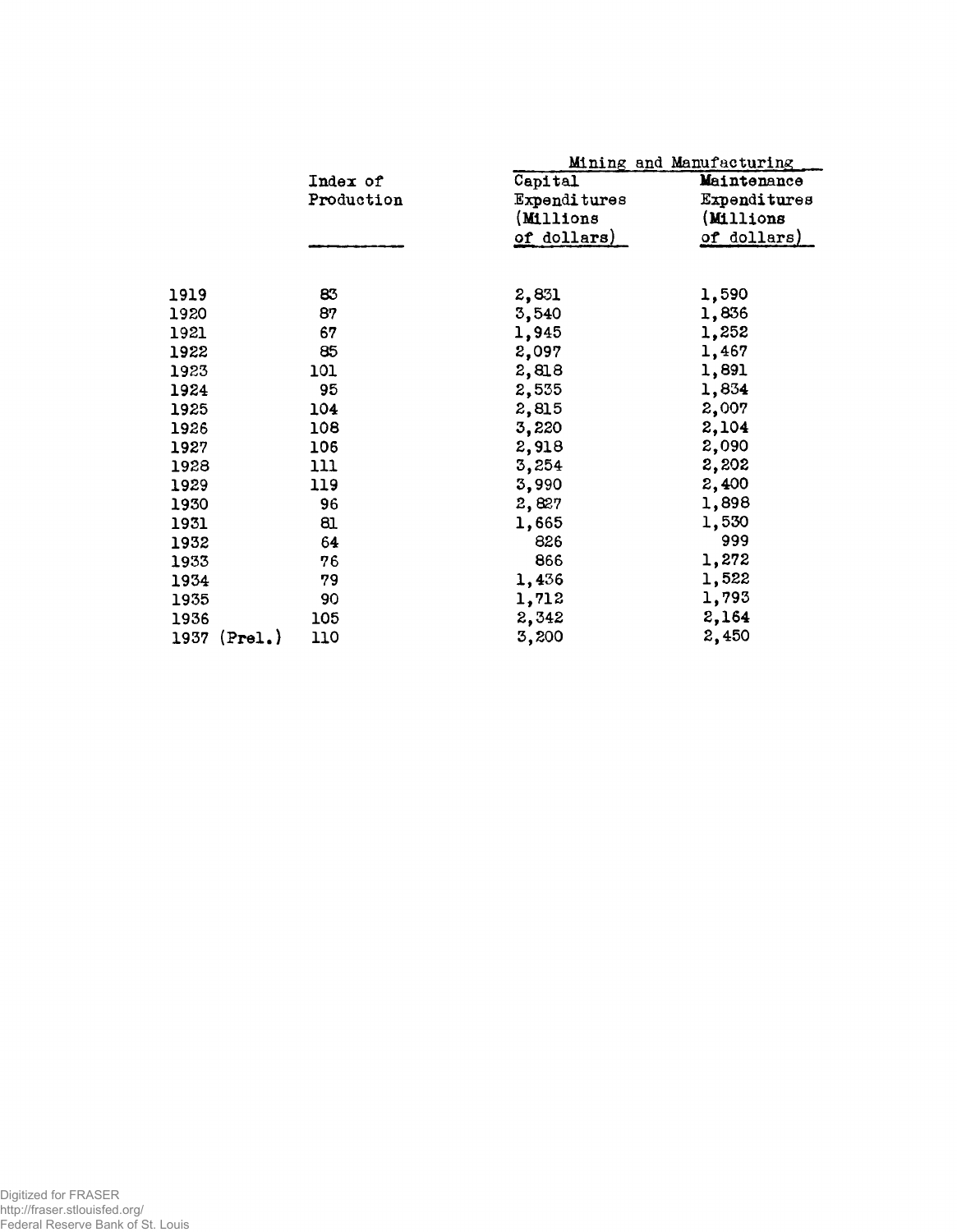| | Index of Production | Mining and Manufacturing | |
|---|---|---|---|
| | | Capital Expenditures (Millions of dollars) | Maintenance Expenditures (Millions of dollars) |
| 1919 | 83 | 2,831 | 1,590 |
| 1920 | 87 | 3,540 | 1,836 |
| 1921 | 67 | 1,945 | 1,252 |
| 1922 | 85 | 2,097 | 1,467 |
| 1923 | 101 | 2,818 | 1,891 |
| 1924 | 95 | 2,535 | 1,834 |
| 1925 | 104 | 2,815 | 2,007 |
| 1926 | 108 | 3,220 | 2,104 |
| 1927 | 106 | 2,918 | 2,090 |
| 1928 | 111 | 3,254 | 2,202 |
| 1929 | 119 | 3,990 | 2,400 |
| 1930 | 96 | 2,827 | 1,898 |
| 1931 | 81 | 1,665 | 1,530 |
| 1932 | 64 | 826 | 999 |
| 1933 | 76 | 866 | 1,272 |
| 1934 | 79 | 1,436 | 1,522 |
| 1935 | 90 | 1,712 | 1,793 |
| 1936 | 105 | 2,342 | 2,164 |
| 1937 (Prel.) | 110 | 3,200 | 2,450 |